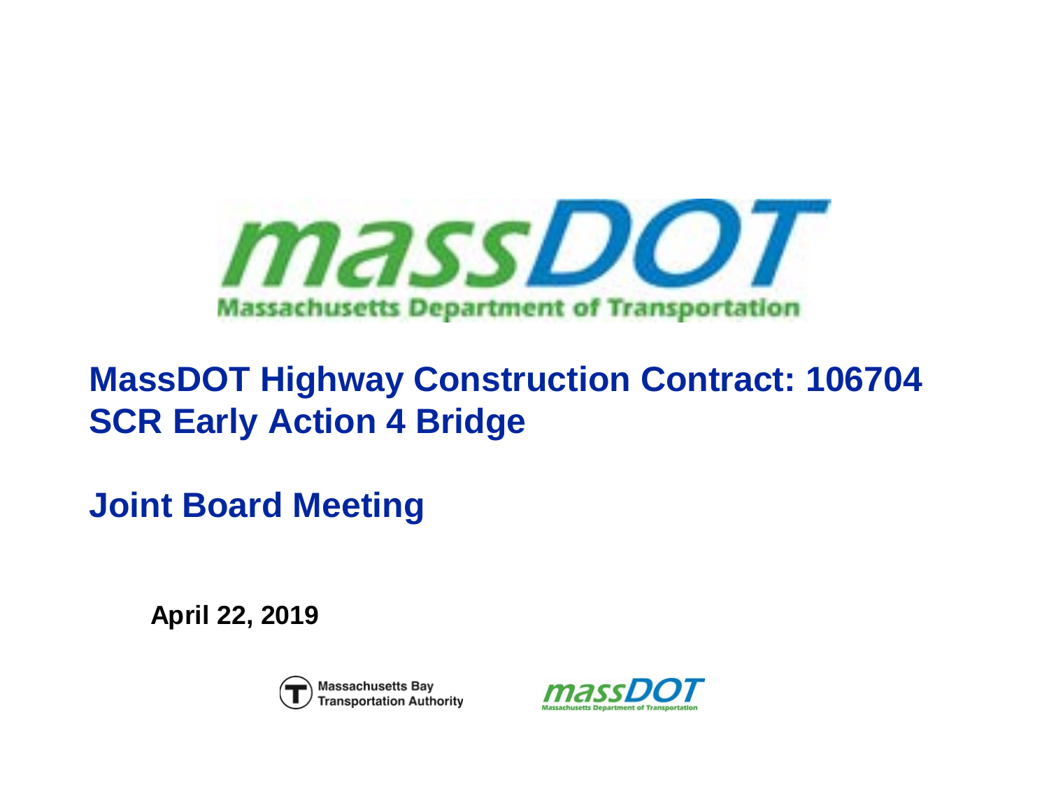massDOT

Massachusetts Department of Transportation

# MassDOT Highway Construction Contract: 106704
# SCR Early Action 4 Bridge

## Joint Board Meeting

**April 22, 2019**

Massachusetts Bay Transportation Authority

massDOT Massachusetts Department of Transportation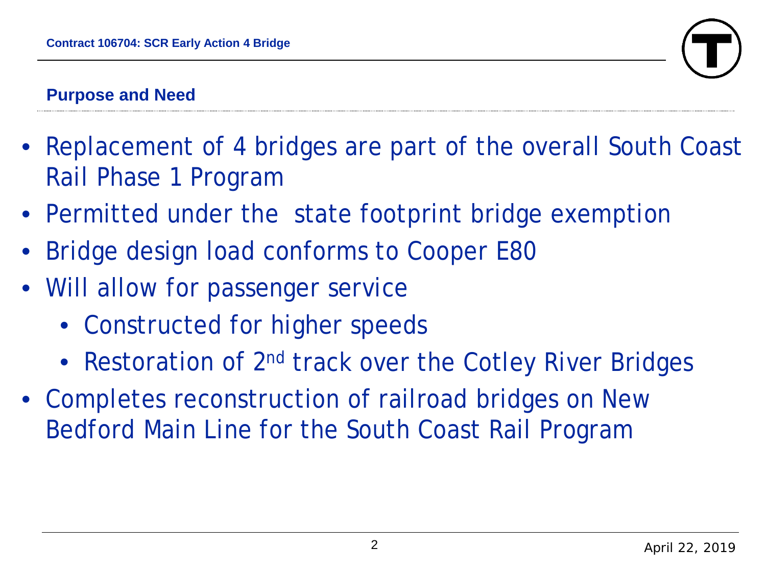## Purpose and Need

- Replacement of 4 bridges are part of the overall South Coast Rail Phase 1 Program
- Permitted under the state footprint bridge exemption
- Bridge design load conforms to Cooper E80
- Will allow for passenger service
  - Constructed for higher speeds
  - Restoration of 2nd track over the Cotley River Bridges
- Completes reconstruction of railroad bridges on New Bedford Main Line for the South Coast Rail Program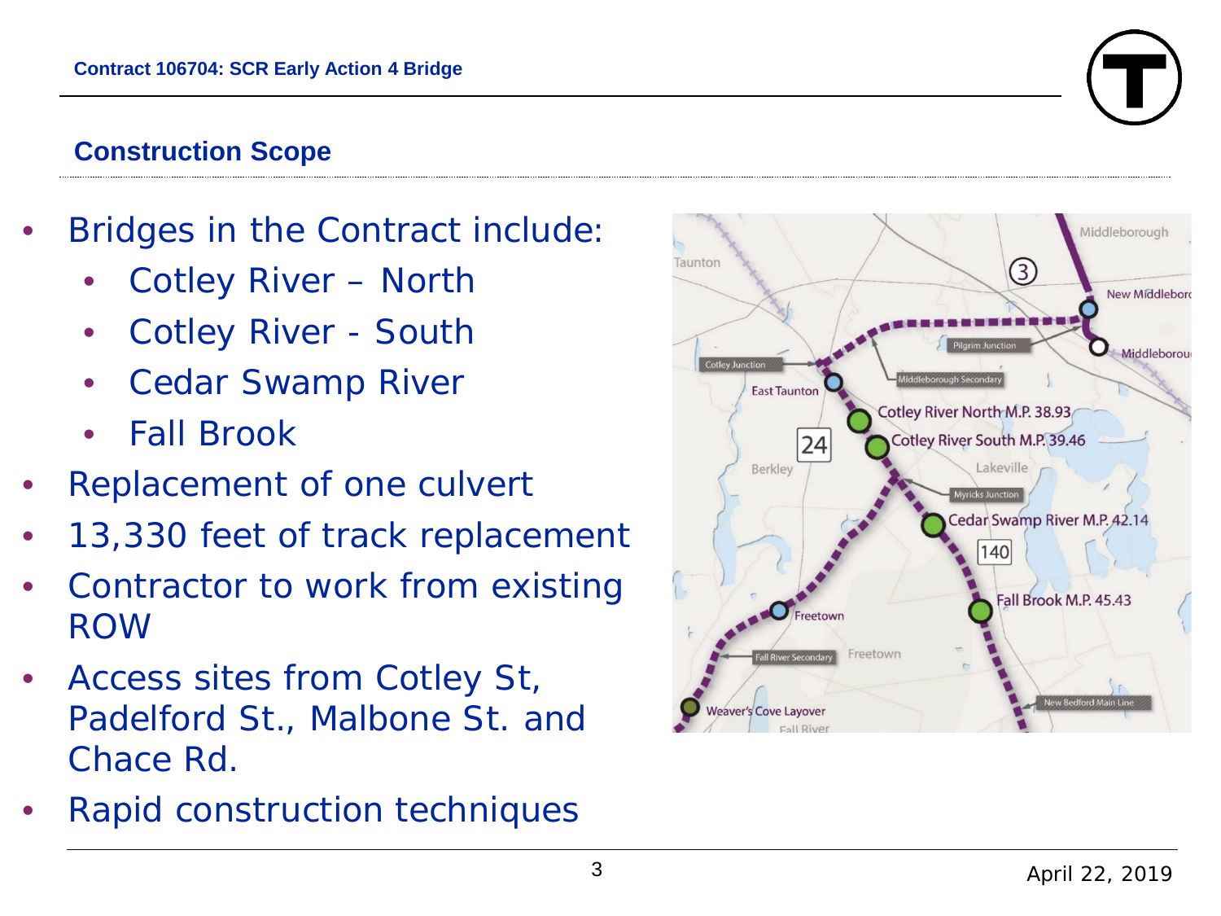## Construction Scope

- Bridges in the Contract include:
  - Cotley River – North
  - Cotley River - South
  - Cedar Swamp River
  - Fall Brook
- Replacement of one culvert
- 13,330 feet of track replacement
- Contractor to work from existing ROW
- Access sites from Cotley St, Padelford St., Malbone St. and Chace Rd.
- Rapid construction techniques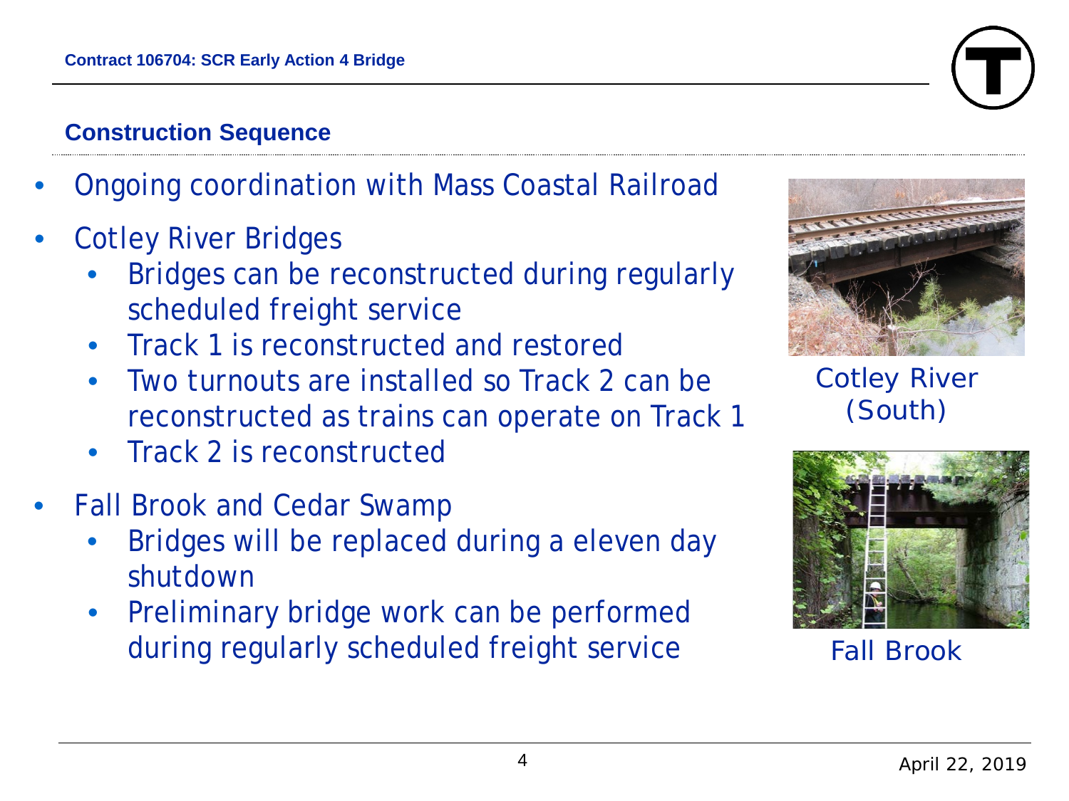## Construction Sequence

- Ongoing coordination with Mass Coastal Railroad
- Cotley River Bridges
  - Bridges can be reconstructed during regularly scheduled freight service
  - Track 1 is reconstructed and restored
  - Two turnouts are installed so Track 2 can be reconstructed as trains can operate on Track 1
  - Track 2 is reconstructed
- Fall Brook and Cedar Swamp
  - Bridges will be replaced during a eleven day shutdown
  - Preliminary bridge work can be performed during regularly scheduled freight service

Cotley River (South)

Fall Brook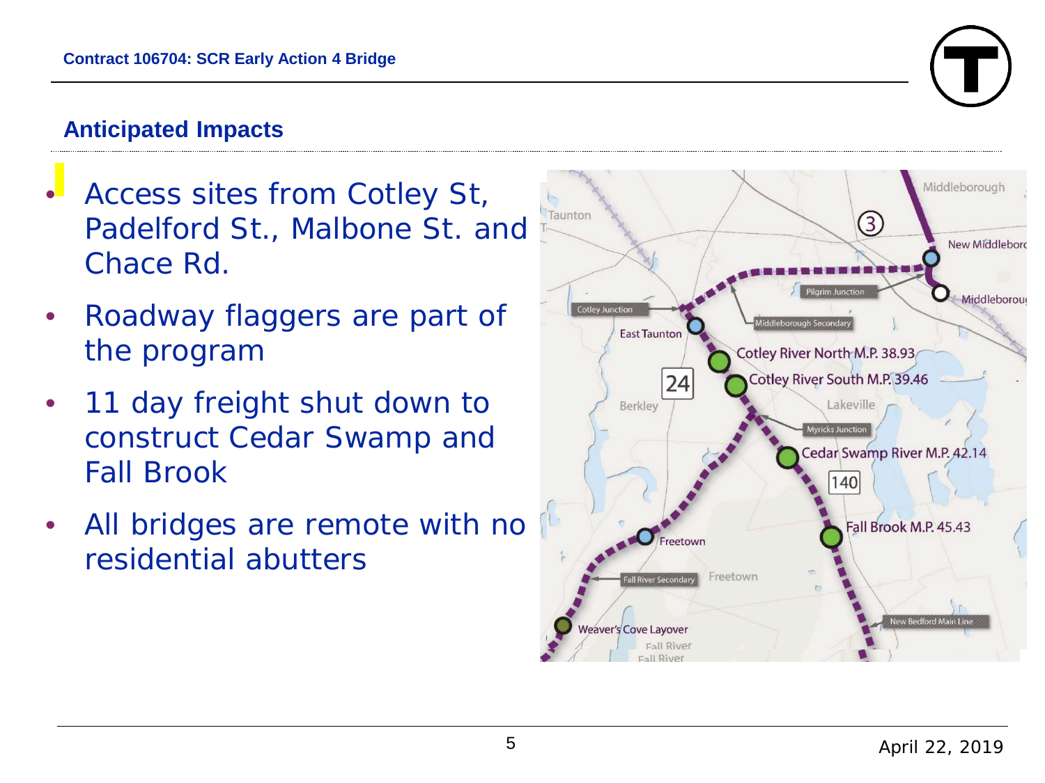## Anticipated Impacts

- Access sites from Cotley St, Padelford St., Malbone St. and Chace Rd.
- Roadway flaggers are part of the program
- 11 day freight shut down to construct Cedar Swamp and Fall Brook
- All bridges are remote with no residential abutters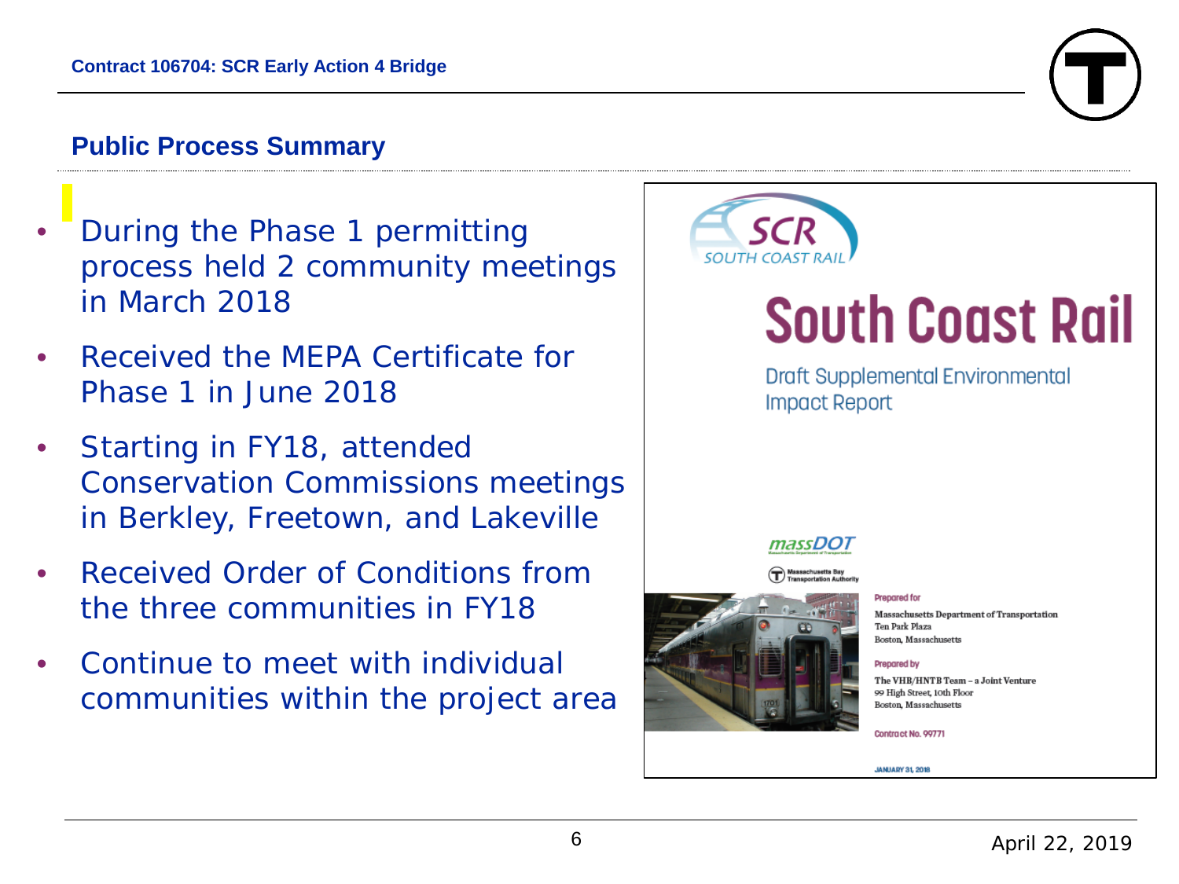## Public Process Summary

- During the Phase 1 permitting process held 2 community meetings in March 2018
- Received the MEPA Certificate for Phase 1 in June 2018
- Starting in FY18, attended Conservation Commissions meetings in Berkley, Freetown, and Lakeville
- Received Order of Conditions from the three communities in FY18
- Continue to meet with individual communities within the project area

SCR SOUTH COAST RAIL

# South Coast Rail

Draft Supplemental Environmental Impact Report

massDOT

Massachusetts Bay Transportation Authority

Prepared for

Massachusetts Department of Transportation
Ten Park Plaza
Boston, Massachusetts

Prepared by

The VHB/HNTB Team – a Joint Venture
99 High Street, 10th Floor
Boston, Massachusetts

Contract No. 99771

JANUARY 31, 2018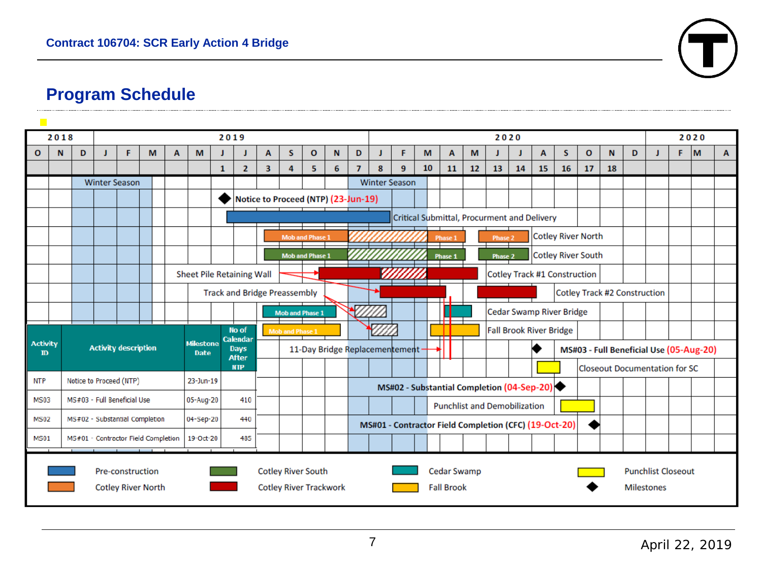Contract 106704: SCR Early Action 4 Bridge

# Program Schedule

| 2018 | | | 2019 | | | | | | | | | | | | 2020 | | | | | | | | | | | | 2020 | | | |
|---|---|---|---|---|---|---|---|---|---|---|---|---|---|---|---|---|---|---|---|---|---|---|---|---|---|---|---|---|---|---|
| O | N | D | J | F | M | A | M | J | J | A | S | O | N | D | J | F | M | A | M | J | J | A | S | O | N | D | J | F | M | A |
| | | | | | | | | 1 | 2 | 3 | 4 | 5 | 6 | 7 | 8 | 9 | 10 | 11 | 12 | 13 | 14 | 15 | 16 | 17 | 18 | | | | | |

Winter Season | Winter Season

- Notice to Proceed (NTP) (23-Jun-19)
- Critical Submittal, Procurment and Delivery
- Cotley River North: Mob and Phase 1, Phase 1, Phase 2
- Cotley River South: Mob and Phase 1, Phase 1, Phase 2
- Sheet Pile Retaining Wall
- Cotley Track #1 Construction
- Track and Bridge Preassembly
- Cotley Track #2 Construction
- Cedar Swamp River Bridge: Mob and Phase 1
- Fall Brook River Bridge: Mob and Phase 1
- 11-Day Bridge Replacementement
- MS#03 - Full Beneficial Use (05-Aug-20)
- Closeout Documentation for SC
- MS#02 - Substantial Completion (04-Sep-20)
- Punchlist and Demobilization
- MS#01 - Contractor Field Completion (CFC) (19-Oct-20)

| Activity ID | Activity description | Milestone Date | No of Calendar Days After NTP |
|---|---|---|---|
| NTP | Notice to Proceed (NTP) | 23-Jun-19 | |
| MS03 | MS#03 - Full Beneficial Use | 05-Aug-20 | 410 |
| MS02 | MS#02 - Substantial Completion | 04-Sep-20 | 440 |
| MS01 | MS#01 - Contractor Field Completion | 19-Oct-20 | 485 |

Legend: Pre-construction; Cotley River North; Cotley River South; Cotley River Trackwork; Cedar Swamp; Fall Brook; Punchlist Closeout; Milestones

April 22, 2019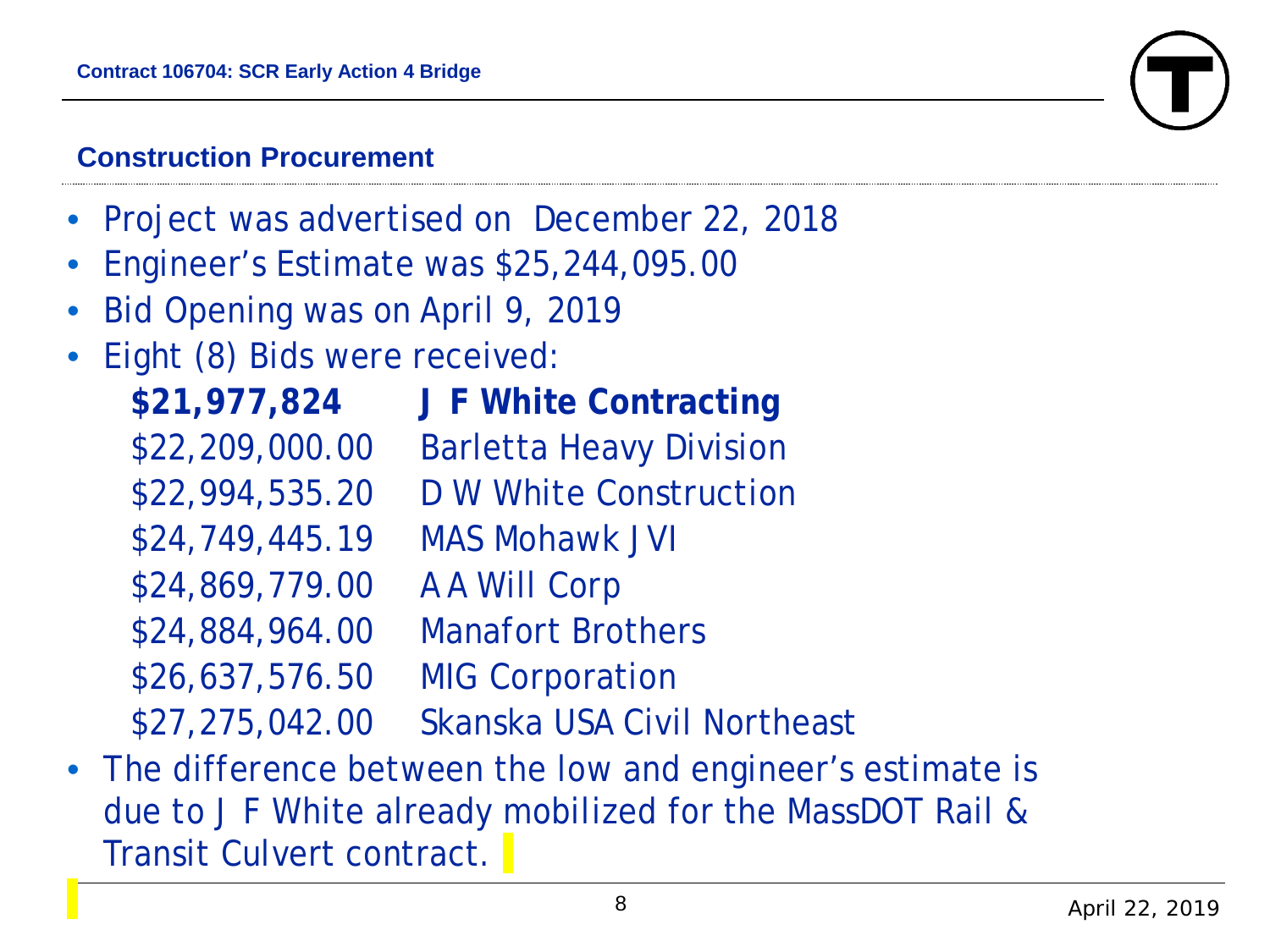## Construction Procurement

- Project was advertised on December 22, 2018
- Engineer's Estimate was $25,244,095.00
- Bid Opening was on April 9, 2019
- Eight (8) Bids were received:

| | |
|---|---|
| **$21,977,824** | **J F White Contracting** |
| $22,209,000.00 | Barletta Heavy Division |
| $22,994,535.20 | D W White Construction |
| $24,749,445.19 | MAS Mohawk JVI |
| $24,869,779.00 | A A Will Corp |
| $24,884,964.00 | Manafort Brothers |
| $26,637,576.50 | MIG Corporation |
| $27,275,042.00 | Skanska USA Civil Northeast |

- The difference between the low and engineer's estimate is due to J F White already mobilized for the MassDOT Rail & Transit Culvert contract.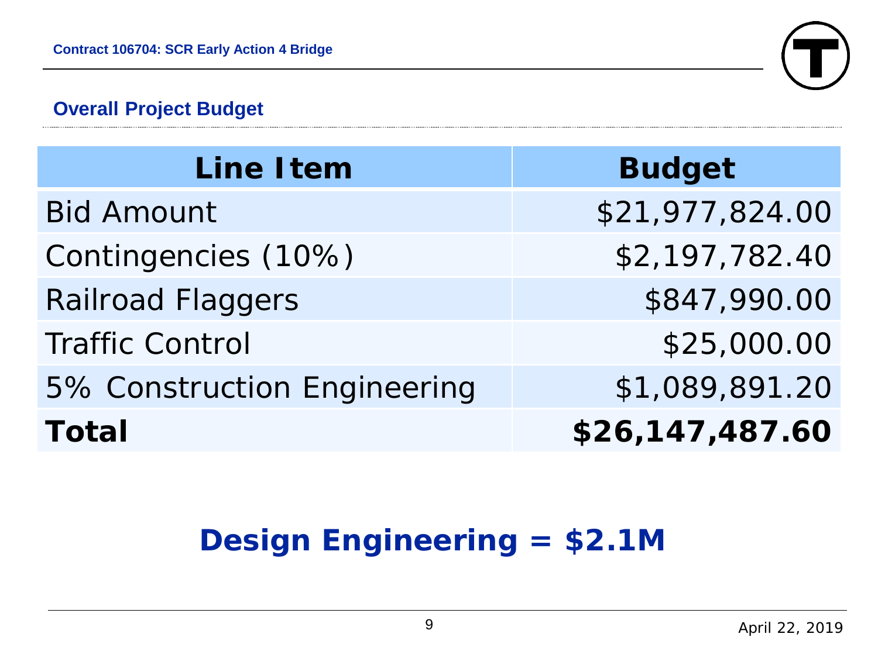## Overall Project Budget

| Line Item | Budget |
| --- | --- |
| Bid Amount | $21,977,824.00 |
| Contingencies (10%) | $2,197,782.40 |
| Railroad Flaggers | $847,990.00 |
| Traffic Control | $25,000.00 |
| 5% Construction Engineering | $1,089,891.20 |
| **Total** | **$26,147,487.60** |

**Design Engineering = $2.1M**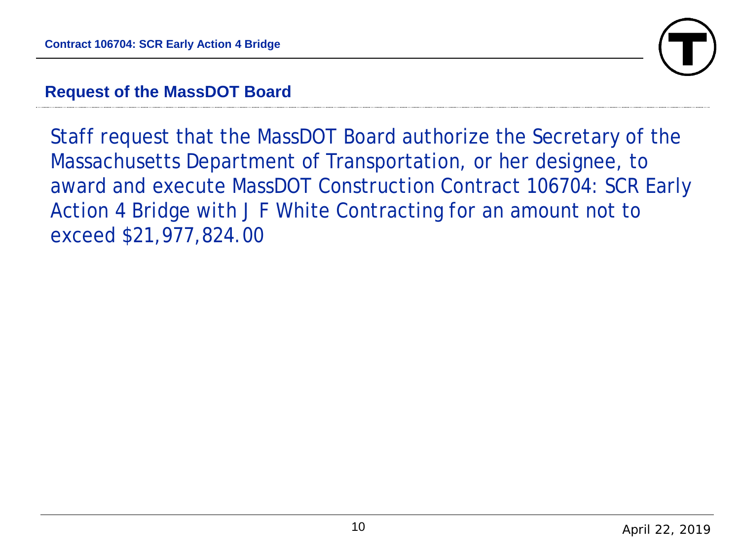## Request of the MassDOT Board

Staff request that the MassDOT Board authorize the Secretary of the Massachusetts Department of Transportation, or her designee, to award and execute MassDOT Construction Contract 106704: SCR Early Action 4 Bridge with J F White Contracting for an amount not to exceed $21,977,824.00